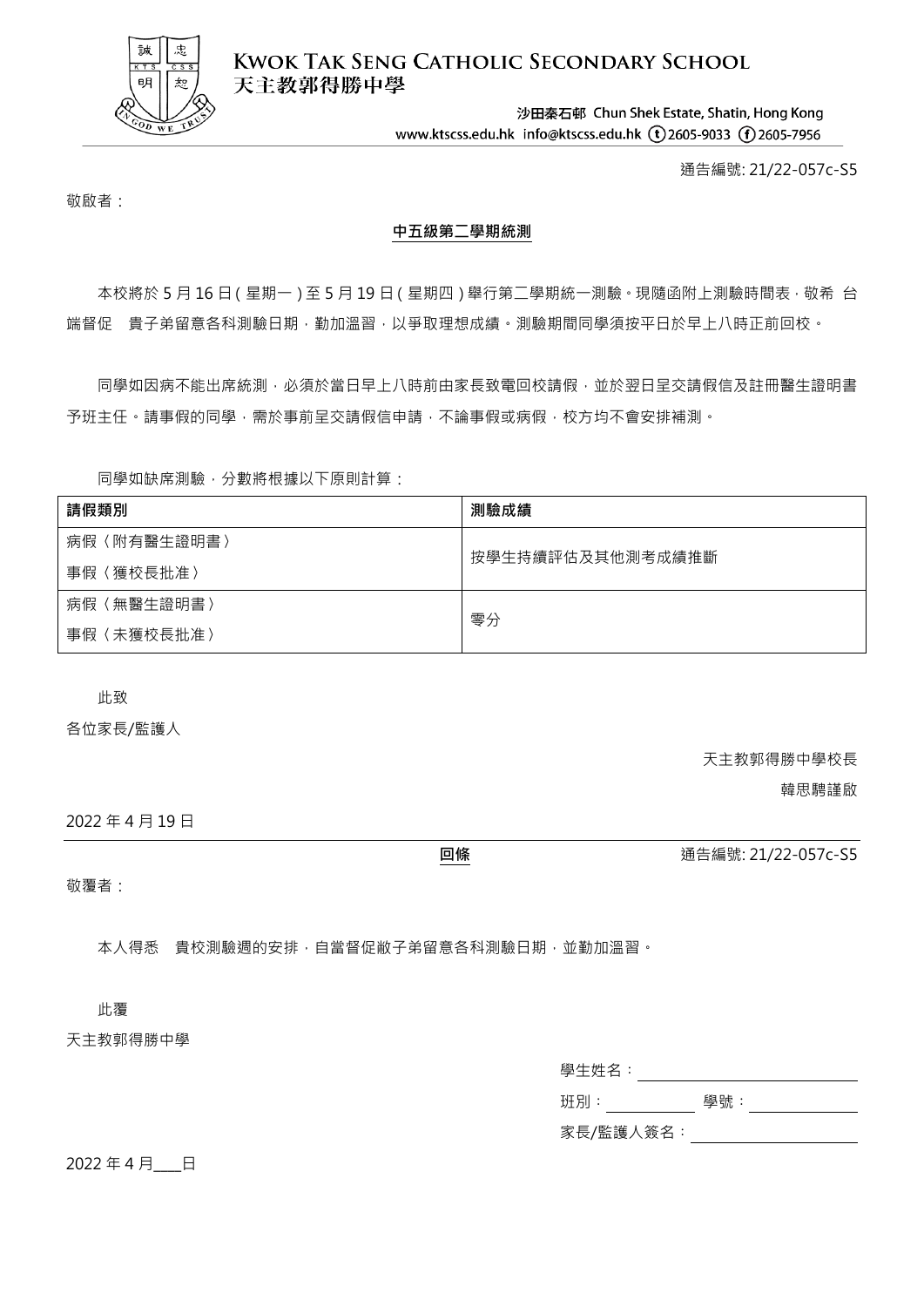**KWOK TAK SENG CATHOLIC SECONDARY SCHOOL**
**天主教郭得勝中學**

沙田秦石邨 Chun Shek Estate, Shatin, Hong Kong
www.ktscss.edu.hk info@ktscss.edu.hk (t) 2605-9033 (f) 2605-7956

通告編號: 21/22-057c-S5

敬啟者：

## 中五級第二學期統測

本校將於 5 月 16 日 ( 星期一 ) 至 5 月 19 日 ( 星期四 ) 舉行第二學期統一測驗。現隨函附上測驗時間表，敬希 台端督促 貴子弟留意各科測驗日期，勤加溫習，以爭取理想成績。測驗期間同學須按平日於早上八時正前回校。

同學如因病不能出席統測，必須於當日早上八時前由家長致電回校請假，並於翌日呈交請假信及註冊醫生證明書予班主任。請事假的同學，需於事前呈交請假信申請，不論事假或病假，校方均不會安排補測。

同學如缺席測驗，分數將根據以下原則計算：

| 請假類別 | 測驗成績 |
|---|---|
| 病假（附有醫生證明書）<br>事假（獲校長批准） | 按學生持續評估及其他測考成績推斷 |
| 病假（無醫生證明書）<br>事假（未獲校長批准） | 零分 |

此致

各位家長/監護人

天主教郭得勝中學校長

韓思聘謹啟

2022 年 4 月 19 日

---

**回條**

通告編號: 21/22-057c-S5

敬覆者：

本人得悉 貴校測驗週的安排，自當督促敝子弟留意各科測驗日期，並勤加溫習。

此覆

天主教郭得勝中學

學生姓名：__________

班別：__________ 學號：__________

家長/監護人簽名：__________

2022 年 4 月___日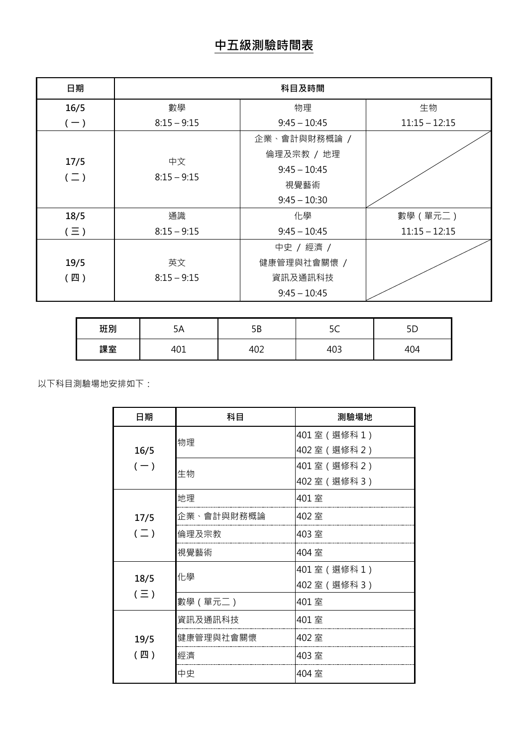# 中五級測驗時間表

| 日期 | 科目及時間 | | |
|---|---|---|---|
| 16/5<br>（一） | 數學<br>8:15 – 9:15 | 物理<br>9:45 – 10:45 | 生物<br>11:15 – 12:15 |
| 17/5<br>（二） | 中文<br>8:15 – 9:15 | 企業、會計與財務概論 /<br>倫理及宗教 / 地理<br>9:45 – 10:45<br>視覺藝術<br>9:45 – 10:30 | |
| 18/5<br>（三） | 通識<br>8:15 – 9:15 | 化學<br>9:45 – 10:45 | 數學（單元二）<br>11:15 – 12:15 |
| 19/5<br>（四） | 英文<br>8:15 – 9:15 | 中史 / 經濟 /<br>健康管理與社會關懷 /<br>資訊及通訊科技<br>9:45 – 10:45 | |

| 班別 | 5A | 5B | 5C | 5D |
|---|---|---|---|---|
| 課室 | 401 | 402 | 403 | 404 |

以下科目測驗場地安排如下：

| 日期 | 科目 | 測驗場地 |
|---|---|---|
| 16/5<br>（一） | 物理 | 401 室（選修科 1）<br>402 室（選修科 2） |
| | 生物 | 401 室（選修科 2）<br>402 室（選修科 3） |
| 17/5<br>（二） | 地理 | 401 室 |
| | 企業、會計與財務概論 | 402 室 |
| | 倫理及宗教 | 403 室 |
| | 視覺藝術 | 404 室 |
| 18/5<br>（三） | 化學 | 401 室（選修科 1）<br>402 室（選修科 3） |
| | 數學（單元二） | 401 室 |
| 19/5<br>（四） | 資訊及通訊科技 | 401 室 |
| | 健康管理與社會關懷 | 402 室 |
| | 經濟 | 403 室 |
| | 中史 | 404 室 |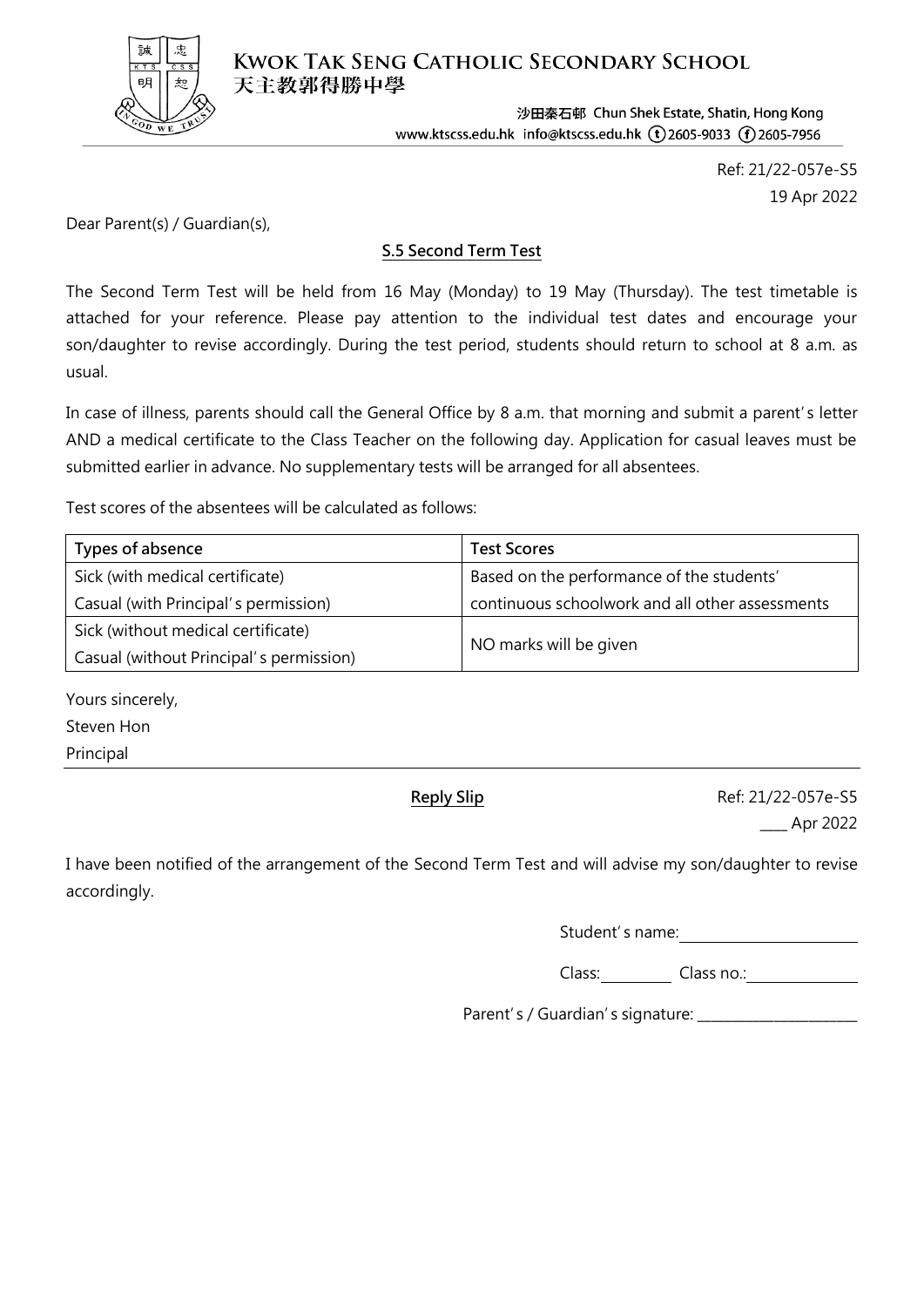**Kwok Tak Seng Catholic Secondary School**
天主教郭得勝中學

沙田秦石邨 Chun Shek Estate, Shatin, Hong Kong
www.ktscss.edu.hk info@ktscss.edu.hk (t) 2605-9033 (f) 2605-7956

Ref: 21/22-057e-S5
19 Apr 2022

Dear Parent(s) / Guardian(s),

**S.5 Second Term Test**

The Second Term Test will be held from 16 May (Monday) to 19 May (Thursday). The test timetable is attached for your reference. Please pay attention to the individual test dates and encourage your son/daughter to revise accordingly. During the test period, students should return to school at 8 a.m. as usual.

In case of illness, parents should call the General Office by 8 a.m. that morning and submit a parent's letter AND a medical certificate to the Class Teacher on the following day. Application for casual leaves must be submitted earlier in advance. No supplementary tests will be arranged for all absentees.

Test scores of the absentees will be calculated as follows:

| Types of absence | Test Scores |
|---|---|
| Sick (with medical certificate)<br>Casual (with Principal's permission) | Based on the performance of the students' continuous schoolwork and all other assessments |
| Sick (without medical certificate)<br>Casual (without Principal's permission) | NO marks will be given |

Yours sincerely,
Steven Hon
Principal

---

**Reply Slip**

Ref: 21/22-057e-S5
____ Apr 2022

I have been notified of the arrangement of the Second Term Test and will advise my son/daughter to revise accordingly.

Student's name: ____________________

Class: ________ Class no.: ____________

Parent's / Guardian's signature: ____________________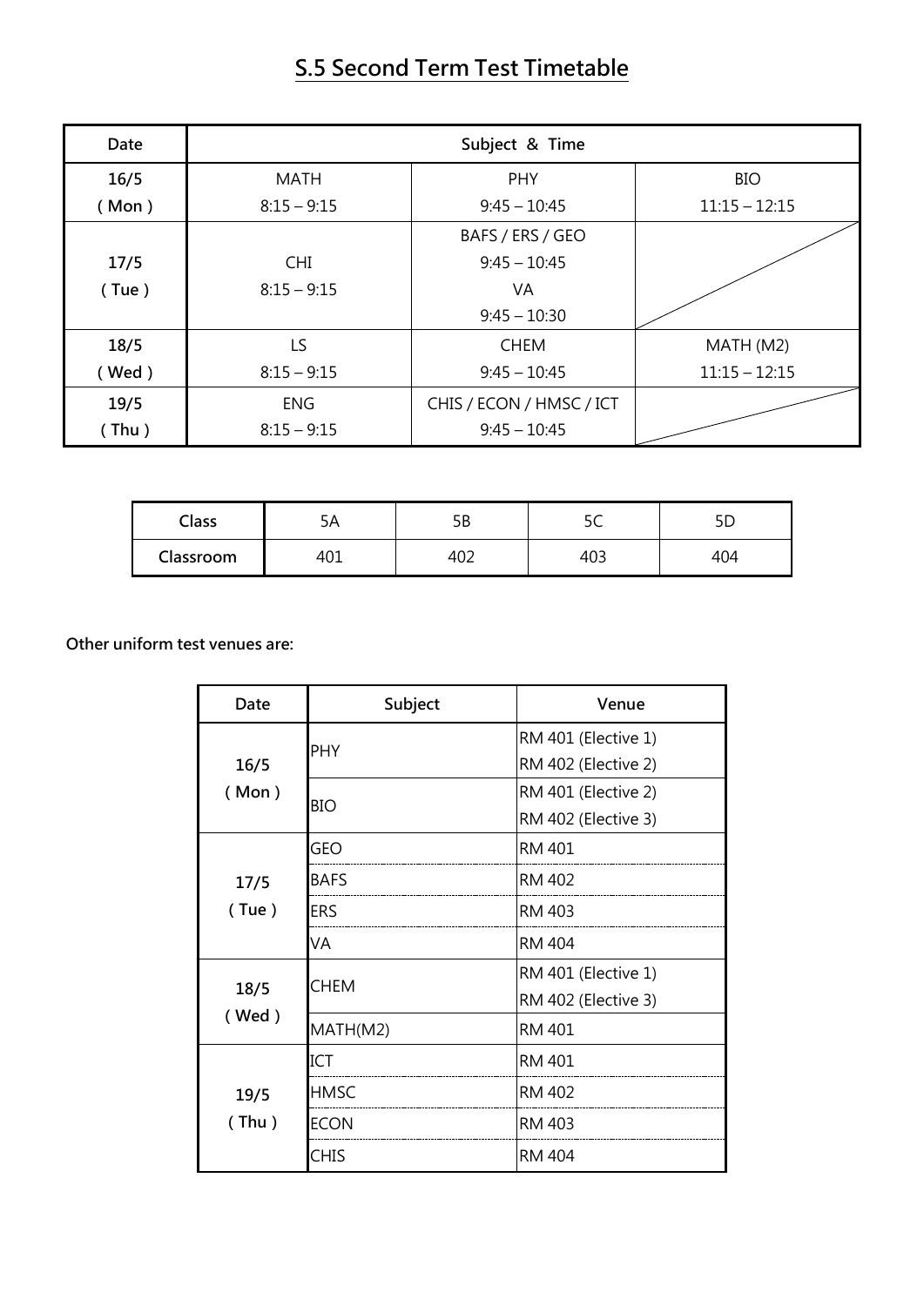# S.5 Second Term Test Timetable

| Date | Subject & Time | | |
|---|---|---|---|
| 16/5 ( Mon ) | MATH 8:15 – 9:15 | PHY 9:45 – 10:45 | BIO 11:15 – 12:15 |
| 17/5 ( Tue ) | CHI 8:15 – 9:15 | BAFS / ERS / GEO 9:45 – 10:45 VA 9:45 – 10:30 | |
| 18/5 ( Wed ) | LS 8:15 – 9:15 | CHEM 9:45 – 10:45 | MATH (M2) 11:15 – 12:15 |
| 19/5 ( Thu ) | ENG 8:15 – 9:15 | CHIS / ECON / HMSC / ICT 9:45 – 10:45 | |

| Class | 5A | 5B | 5C | 5D |
|---|---|---|---|---|
| Classroom | 401 | 402 | 403 | 404 |

**Other uniform test venues are:**

| Date | Subject | Venue |
|---|---|---|
| 16/5 ( Mon ) | PHY | RM 401 (Elective 1) RM 402 (Elective 2) |
| | BIO | RM 401 (Elective 2) RM 402 (Elective 3) |
| 17/5 ( Tue ) | GEO | RM 401 |
| | BAFS | RM 402 |
| | ERS | RM 403 |
| | VA | RM 404 |
| 18/5 ( Wed ) | CHEM | RM 401 (Elective 1) RM 402 (Elective 3) |
| | MATH(M2) | RM 401 |
| 19/5 ( Thu ) | ICT | RM 401 |
| | HMSC | RM 402 |
| | ECON | RM 403 |
| | CHIS | RM 404 |